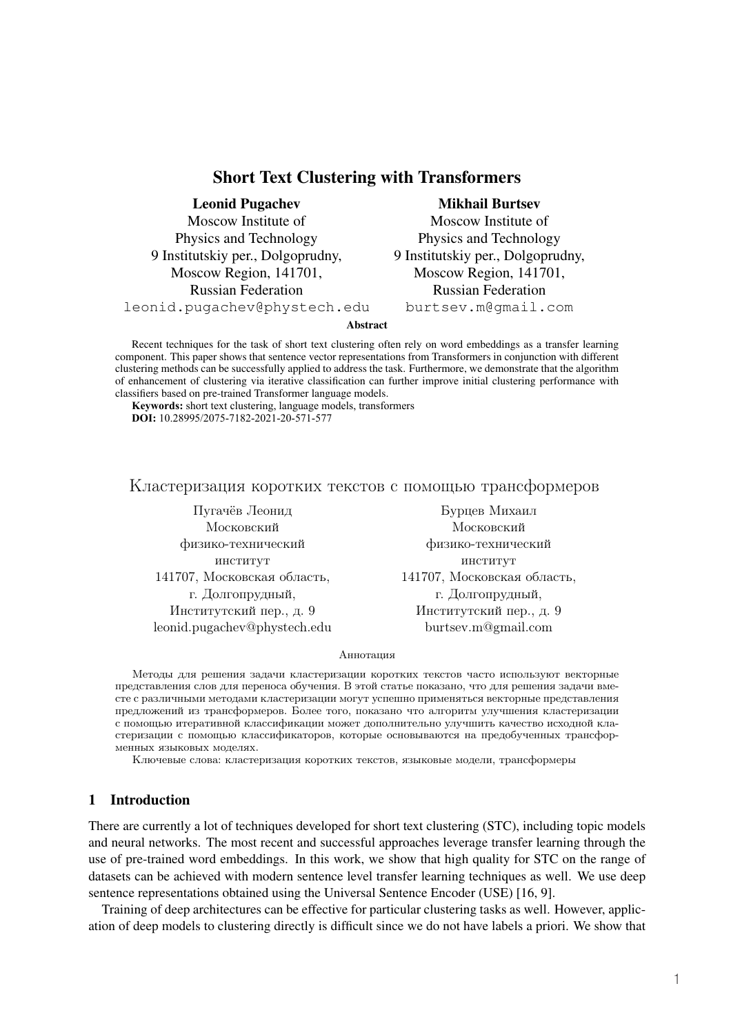# Short Text Clustering with Transformers

**Leonid Pugachev**
Moscow Institute of
Physics and Technology
9 Institutskiy per., Dolgoprudny,
Moscow Region, 141701,
Russian Federation
leonid.pugachev@phystech.edu

**Mikhail Burtsev**
Moscow Institute of
Physics and Technology
9 Institutskiy per., Dolgoprudny,
Moscow Region, 141701,
Russian Federation
burtsev.m@gmail.com

**Abstract**

Recent techniques for the task of short text clustering often rely on word embeddings as a transfer learning component. This paper shows that sentence vector representations from Transformers in conjunction with different clustering methods can be successfully applied to address the task. Furthermore, we demonstrate that the algorithm of enhancement of clustering via iterative classification can further improve initial clustering performance with classifiers based on pre-trained Transformer language models.

**Keywords:** short text clustering, language models, transformers
**DOI:** 10.28995/2075-7182-2021-20-571-577

## Кластеризация коротких текстов с помощью трансформеров

Пугачёв Леонид
Московский
физико-технический
институт
141707, Московская область,
г. Долгопрудный,
Институтский пер., д. 9
leonid.pugachev@phystech.edu

Бурцев Михаил
Московский
физико-технический
институт
141707, Московская область,
г. Долгопрудный,
Институтский пер., д. 9
burtsev.m@gmail.com

Аннотация

Методы для решения задачи кластеризации коротких текстов часто используют векторные представления слов для переноса обучения. В этой статье показано, что для решения задачи вместе с различными методами кластеризации могут успешно применяться векторные представления предложений из трансформеров. Более того, показано что алгоритм улучшения кластеризации с помощью итеративной классификации может дополнительно улучшить качество исходной кластеризации с помощью классификаторов, которые основываются на предобученных трансформенных языковых моделях.

Ключевые слова: кластеризация коротких текстов, языковые модели, трансформеры

## 1 Introduction

There are currently a lot of techniques developed for short text clustering (STC), including topic models and neural networks. The most recent and successful approaches leverage transfer learning through the use of pre-trained word embeddings. In this work, we show that high quality for STC on the range of datasets can be achieved with modern sentence level transfer learning techniques as well. We use deep sentence representations obtained using the Universal Sentence Encoder (USE) [16, 9].

Training of deep architectures can be effective for particular clustering tasks as well. However, application of deep models to clustering directly is difficult since we do not have labels a priori. We show that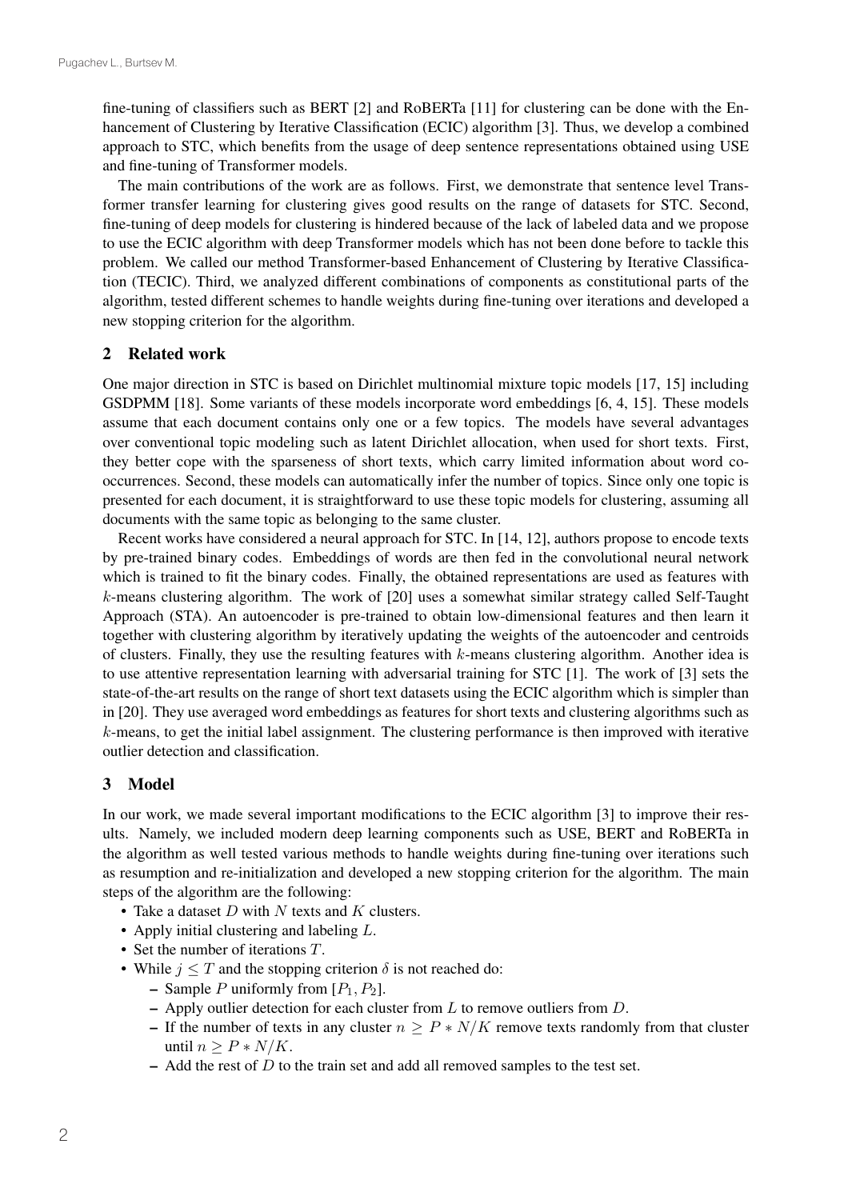fine-tuning of classifiers such as BERT [2] and RoBERTa [11] for clustering can be done with the Enhancement of Clustering by Iterative Classification (ECIC) algorithm [3]. Thus, we develop a combined approach to STC, which benefits from the usage of deep sentence representations obtained using USE and fine-tuning of Transformer models.

The main contributions of the work are as follows. First, we demonstrate that sentence level Transformer transfer learning for clustering gives good results on the range of datasets for STC. Second, fine-tuning of deep models for clustering is hindered because of the lack of labeled data and we propose to use the ECIC algorithm with deep Transformer models which has not been done before to tackle this problem. We called our method Transformer-based Enhancement of Clustering by Iterative Classification (TECIC). Third, we analyzed different combinations of components as constitutional parts of the algorithm, tested different schemes to handle weights during fine-tuning over iterations and developed a new stopping criterion for the algorithm.

## 2 Related work

One major direction in STC is based on Dirichlet multinomial mixture topic models [17, 15] including GSDPMM [18]. Some variants of these models incorporate word embeddings [6, 4, 15]. These models assume that each document contains only one or a few topics. The models have several advantages over conventional topic modeling such as latent Dirichlet allocation, when used for short texts. First, they better cope with the sparseness of short texts, which carry limited information about word co-occurrences. Second, these models can automatically infer the number of topics. Since only one topic is presented for each document, it is straightforward to use these topic models for clustering, assuming all documents with the same topic as belonging to the same cluster.

Recent works have considered a neural approach for STC. In [14, 12], authors propose to encode texts by pre-trained binary codes. Embeddings of words are then fed in the convolutional neural network which is trained to fit the binary codes. Finally, the obtained representations are used as features with $k$-means clustering algorithm. The work of [20] uses a somewhat similar strategy called Self-Taught Approach (STA). An autoencoder is pre-trained to obtain low-dimensional features and then learn it together with clustering algorithm by iteratively updating the weights of the autoencoder and centroids of clusters. Finally, they use the resulting features with $k$-means clustering algorithm. Another idea is to use attentive representation learning with adversarial training for STC [1]. The work of [3] sets the state-of-the-art results on the range of short text datasets using the ECIC algorithm which is simpler than in [20]. They use averaged word embeddings as features for short texts and clustering algorithms such as $k$-means, to get the initial label assignment. The clustering performance is then improved with iterative outlier detection and classification.

## 3 Model

In our work, we made several important modifications to the ECIC algorithm [3] to improve their results. Namely, we included modern deep learning components such as USE, BERT and RoBERTa in the algorithm as well tested various methods to handle weights during fine-tuning over iterations such as resumption and re-initialization and developed a new stopping criterion for the algorithm. The main steps of the algorithm are the following:

- Take a dataset $D$ with $N$ texts and $K$ clusters.
- Apply initial clustering and labeling $L$.
- Set the number of iterations $T$.
- While $j \leq T$ and the stopping criterion $\delta$ is not reached do:
  - Sample $P$ uniformly from $[P_1, P_2]$.
  - Apply outlier detection for each cluster from $L$ to remove outliers from $D$.
  - If the number of texts in any cluster $n \geq P * N/K$ remove texts randomly from that cluster until $n \geq P * N/K$.
  - Add the rest of $D$ to the train set and add all removed samples to the test set.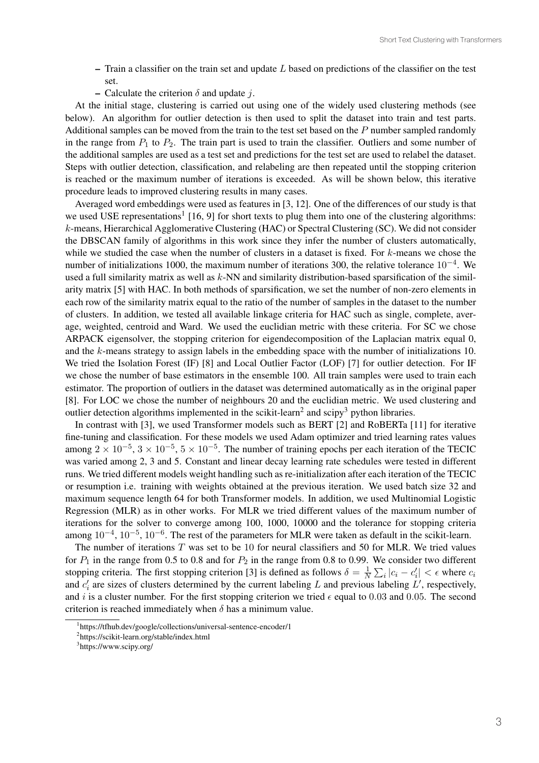– Train a classifier on the train set and update $L$ based on predictions of the classifier on the test set.
– Calculate the criterion $\delta$ and update $j$.

At the initial stage, clustering is carried out using one of the widely used clustering methods (see below). An algorithm for outlier detection is then used to split the dataset into train and test parts. Additional samples can be moved from the train to the test set based on the $P$ number sampled randomly in the range from $P_1$ to $P_2$. The train part is used to train the classifier. Outliers and some number of the additional samples are used as a test set and predictions for the test set are used to relabel the dataset. Steps with outlier detection, classification, and relabeling are then repeated until the stopping criterion is reached or the maximum number of iterations is exceeded. As will be shown below, this iterative procedure leads to improved clustering results in many cases.

Averaged word embeddings were used as features in [3, 12]. One of the differences of our study is that we used USE representations[1] [16, 9] for short texts to plug them into one of the clustering algorithms: $k$-means, Hierarchical Agglomerative Clustering (HAC) or Spectral Clustering (SC). We did not consider the DBSCAN family of algorithms in this work since they infer the number of clusters automatically, while we studied the case when the number of clusters in a dataset is fixed. For $k$-means we chose the number of initializations 1000, the maximum number of iterations 300, the relative tolerance $10^{-4}$. We used a full similarity matrix as well as $k$-NN and similarity distribution-based sparsification of the similarity matrix [5] with HAC. In both methods of sparsification, we set the number of non-zero elements in each row of the similarity matrix equal to the ratio of the number of samples in the dataset to the number of clusters. In addition, we tested all available linkage criteria for HAC such as single, complete, average, weighted, centroid and Ward. We used the euclidian metric with these criteria. For SC we chose ARPACK eigensolver, the stopping criterion for eigendecomposition of the Laplacian matrix equal 0, and the $k$-means strategy to assign labels in the embedding space with the number of initializations 10. We tried the Isolation Forest (IF) [8] and Local Outlier Factor (LOF) [7] for outlier detection. For IF we chose the number of base estimators in the ensemble 100. All train samples were used to train each estimator. The proportion of outliers in the dataset was determined automatically as in the original paper [8]. For LOC we chose the number of neighbours 20 and the euclidian metric. We used clustering and outlier detection algorithms implemented in the scikit-learn[2] and scipy[3] python libraries.

In contrast with [3], we used Transformer models such as BERT [2] and RoBERTa [11] for iterative fine-tuning and classification. For these models we used Adam optimizer and tried learning rates values among $2 \times 10^{-5}$, $3 \times 10^{-5}$, $5 \times 10^{-5}$. The number of training epochs per each iteration of the TECIC was varied among 2, 3 and 5. Constant and linear decay learning rate schedules were tested in different runs. We tried different models weight handling such as re-initialization after each iteration of the TECIC or resumption i.e. training with weights obtained at the previous iteration. We used batch size 32 and maximum sequence length 64 for both Transformer models. In addition, we used Multinomial Logistic Regression (MLR) as in other works. For MLR we tried different values of the maximum number of iterations for the solver to converge among 100, 1000, 10000 and the tolerance for stopping criteria among $10^{-4}$, $10^{-5}$, $10^{-6}$. The rest of the parameters for MLR were taken as default in the scikit-learn.

The number of iterations $T$ was set to be 10 for neural classifiers and 50 for MLR. We tried values for $P_1$ in the range from 0.5 to 0.8 and for $P_2$ in the range from 0.8 to 0.99. We consider two different stopping criteria. The first stopping criterion [3] is defined as follows $\delta = \frac{1}{N} \sum_i |c_i - c_i'| < \epsilon$ where $c_i$ and $c_i'$ are sizes of clusters determined by the current labeling $L$ and previous labeling $L'$, respectively, and $i$ is a cluster number. For the first stopping criterion we tried $\epsilon$ equal to 0.03 and 0.05. The second criterion is reached immediately when $\delta$ has a minimum value.

[1] https://tfhub.dev/google/collections/universal-sentence-encoder/1

[2] https://scikit-learn.org/stable/index.html

[3] https://www.scipy.org/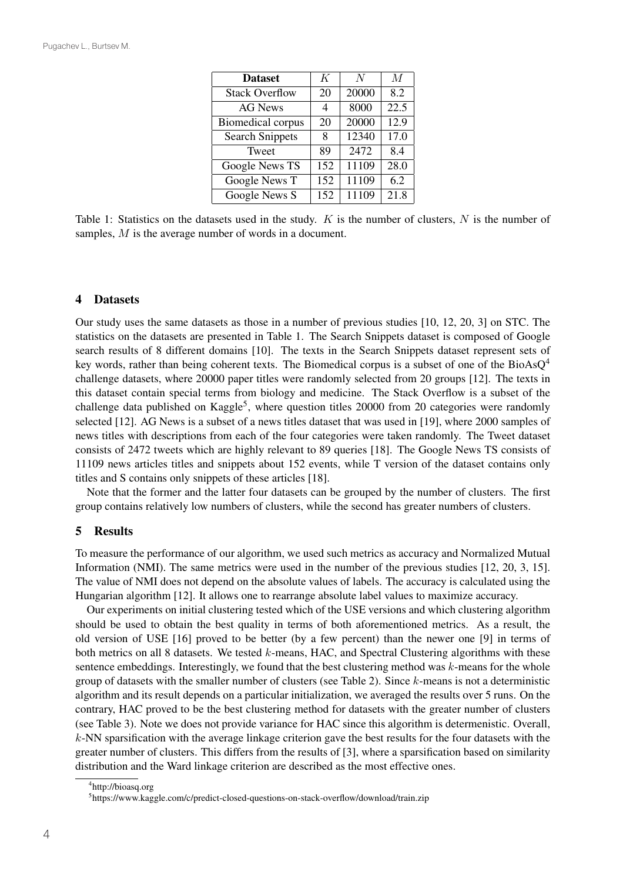| Dataset | $K$ | $N$ | $M$ |
|---|---|---|---|
| Stack Overflow | 20 | 20000 | 8.2 |
| AG News | 4 | 8000 | 22.5 |
| Biomedical corpus | 20 | 20000 | 12.9 |
| Search Snippets | 8 | 12340 | 17.0 |
| Tweet | 89 | 2472 | 8.4 |
| Google News TS | 152 | 11109 | 28.0 |
| Google News T | 152 | 11109 | 6.2 |
| Google News S | 152 | 11109 | 21.8 |

Table 1: Statistics on the datasets used in the study. $K$ is the number of clusters, $N$ is the number of samples, $M$ is the average number of words in a document.

## 4 Datasets

Our study uses the same datasets as those in a number of previous studies [10, 12, 20, 3] on STC. The statistics on the datasets are presented in Table 1. The Search Snippets dataset is composed of Google search results of 8 different domains [10]. The texts in the Search Snippets dataset represent sets of key words, rather than being coherent texts. The Biomedical corpus is a subset of one of the BioAsQ[4] challenge datasets, where 20000 paper titles were randomly selected from 20 groups [12]. The texts in this dataset contain special terms from biology and medicine. The Stack Overflow is a subset of the challenge data published on Kaggle[5], where question titles 20000 from 20 categories were randomly selected [12]. AG News is a subset of a news titles dataset that was used in [19], where 2000 samples of news titles with descriptions from each of the four categories were taken randomly. The Tweet dataset consists of 2472 tweets which are highly relevant to 89 queries [18]. The Google News TS consists of 11109 news articles titles and snippets about 152 events, while T version of the dataset contains only titles and S contains only snippets of these articles [18].

Note that the former and the latter four datasets can be grouped by the number of clusters. The first group contains relatively low numbers of clusters, while the second has greater numbers of clusters.

## 5 Results

To measure the performance of our algorithm, we used such metrics as accuracy and Normalized Mutual Information (NMI). The same metrics were used in the number of the previous studies [12, 20, 3, 15]. The value of NMI does not depend on the absolute values of labels. The accuracy is calculated using the Hungarian algorithm [12]. It allows one to rearrange absolute label values to maximize accuracy.

Our experiments on initial clustering tested which of the USE versions and which clustering algorithm should be used to obtain the best quality in terms of both aforementioned metrics. As a result, the old version of USE [16] proved to be better (by a few percent) than the newer one [9] in terms of both metrics on all 8 datasets. We tested $k$-means, HAC, and Spectral Clustering algorithms with these sentence embeddings. Interestingly, we found that the best clustering method was $k$-means for the whole group of datasets with the smaller number of clusters (see Table 2). Since $k$-means is not a deterministic algorithm and its result depends on a particular initialization, we averaged the results over 5 runs. On the contrary, HAC proved to be the best clustering method for datasets with the greater number of clusters (see Table 3). Note we does not provide variance for HAC since this algorithm is determenistic. Overall, $k$-NN sparsification with the average linkage criterion gave the best results for the four datasets with the greater number of clusters. This differs from the results of [3], where a sparsification based on similarity distribution and the Ward linkage criterion are described as the most effective ones.

[4] http://bioasq.org

[5] https://www.kaggle.com/c/predict-closed-questions-on-stack-overflow/download/train.zip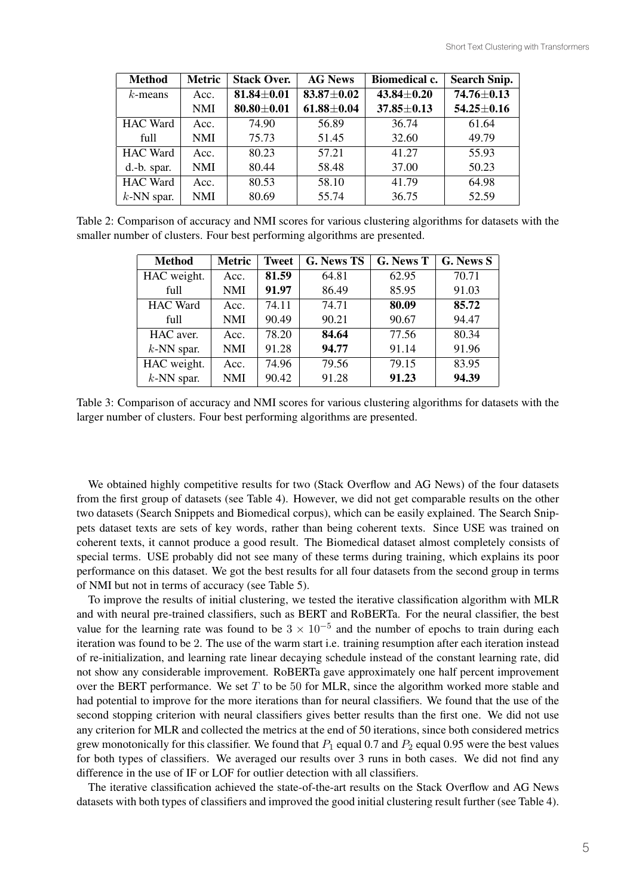| Method | Metric | Stack Over. | AG News | Biomedical c. | Search Snip. |
|---|---|---|---|---|---|
| $k$-means | Acc. | **81.84±0.01** | **83.87±0.02** | **43.84±0.20** | **74.76±0.13** |
| | NMI | **80.80±0.01** | **61.88±0.04** | **37.85±0.13** | **54.25±0.16** |
| HAC Ward | Acc. | 74.90 | 56.89 | 36.74 | 61.64 |
| full | NMI | 75.73 | 51.45 | 32.60 | 49.79 |
| HAC Ward | Acc. | 80.23 | 57.21 | 41.27 | 55.93 |
| d.-b. spar. | NMI | 80.44 | 58.48 | 37.00 | 50.23 |
| HAC Ward | Acc. | 80.53 | 58.10 | 41.79 | 64.98 |
| $k$-NN spar. | NMI | 80.69 | 55.74 | 36.75 | 52.59 |

Table 2: Comparison of accuracy and NMI scores for various clustering algorithms for datasets with the smaller number of clusters. Four best performing algorithms are presented.

| Method | Metric | Tweet | G. News TS | G. News T | G. News S |
|---|---|---|---|---|---|
| HAC weight. | Acc. | **81.59** | 64.81 | 62.95 | 70.71 |
| full | NMI | **91.97** | 86.49 | 85.95 | 91.03 |
| HAC Ward | Acc. | 74.11 | 74.71 | **80.09** | **85.72** |
| full | NMI | 90.49 | 90.21 | 90.67 | 94.47 |
| HAC aver. | Acc. | 78.20 | **84.64** | 77.56 | 80.34 |
| $k$-NN spar. | NMI | 91.28 | **94.77** | 91.14 | 91.96 |
| HAC weight. | Acc. | 74.96 | 79.56 | 79.15 | 83.95 |
| $k$-NN spar. | NMI | 90.42 | 91.28 | **91.23** | **94.39** |

Table 3: Comparison of accuracy and NMI scores for various clustering algorithms for datasets with the larger number of clusters. Four best performing algorithms are presented.

We obtained highly competitive results for two (Stack Overflow and AG News) of the four datasets from the first group of datasets (see Table 4). However, we did not get comparable results on the other two datasets (Search Snippets and Biomedical corpus), which can be easily explained. The Search Snippets dataset texts are sets of key words, rather than being coherent texts. Since USE was trained on coherent texts, it cannot produce a good result. The Biomedical dataset almost completely consists of special terms. USE probably did not see many of these terms during training, which explains its poor performance on this dataset. We got the best results for all four datasets from the second group in terms of NMI but not in terms of accuracy (see Table 5).

To improve the results of initial clustering, we tested the iterative classification algorithm with MLR and with neural pre-trained classifiers, such as BERT and RoBERTa. For the neural classifier, the best value for the learning rate was found to be $3 \times 10^{-5}$ and the number of epochs to train during each iteration was found to be 2. The use of the warm start i.e. training resumption after each iteration instead of re-initialization, and learning rate linear decaying schedule instead of the constant learning rate, did not show any considerable improvement. RoBERTa gave approximately one half percent improvement over the BERT performance. We set $T$ to be 50 for MLR, since the algorithm worked more stable and had potential to improve for the more iterations than for neural classifiers. We found that the use of the second stopping criterion with neural classifiers gives better results than the first one. We did not use any criterion for MLR and collected the metrics at the end of 50 iterations, since both considered metrics grew monotonically for this classifier. We found that $P_1$ equal 0.7 and $P_2$ equal 0.95 were the best values for both types of classifiers. We averaged our results over 3 runs in both cases. We did not find any difference in the use of IF or LOF for outlier detection with all classifiers.

The iterative classification achieved the state-of-the-art results on the Stack Overflow and AG News datasets with both types of classifiers and improved the good initial clustering result further (see Table 4).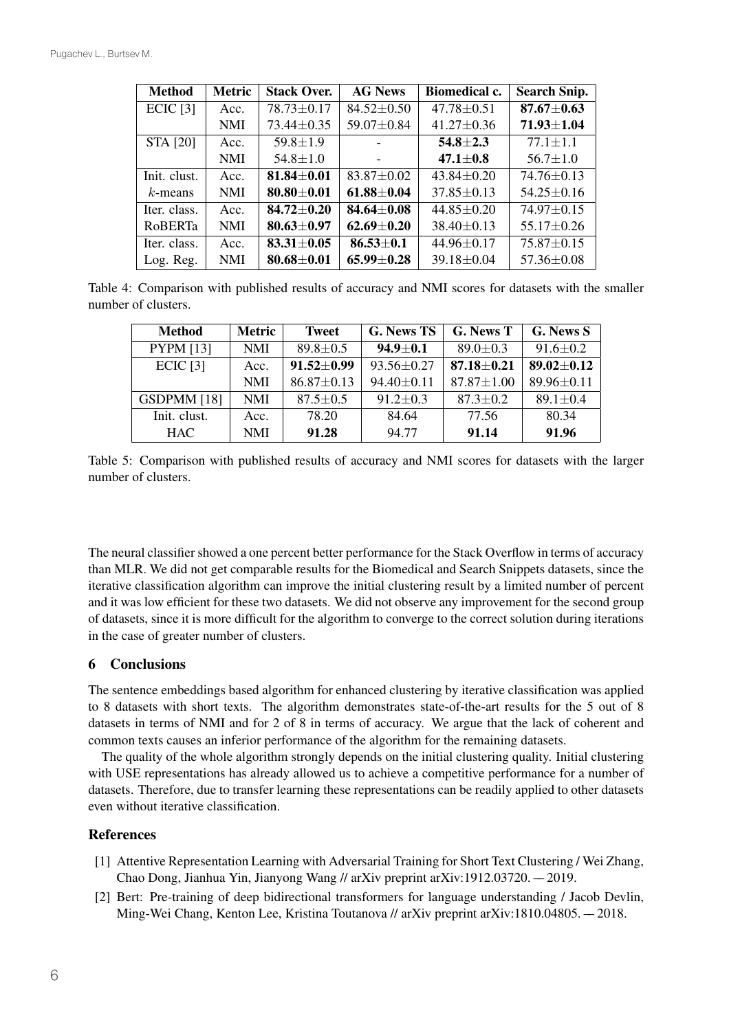| Method | Metric | Stack Over. | AG News | Biomedical c. | Search Snip. |
|---|---|---|---|---|---|
| ECIC [3] | Acc. | 78.73±0.17 | 84.52±0.50 | 47.78±0.51 | **87.67±0.63** |
| | NMI | 73.44±0.35 | 59.07±0.84 | 41.27±0.36 | **71.93±1.04** |
| STA [20] | Acc. | 59.8±1.9 | - | **54.8±2.3** | 77.1±1.1 |
| | NMI | 54.8±1.0 | - | **47.1±0.8** | 56.7±1.0 |
| Init. clust. | Acc. | **81.84±0.01** | 83.87±0.02 | 43.84±0.20 | 74.76±0.13 |
| $k$-means | NMI | **80.80±0.01** | **61.88±0.04** | 37.85±0.13 | 54.25±0.16 |
| Iter. class. | Acc. | **84.72±0.20** | **84.64±0.08** | 44.85±0.20 | 74.97±0.15 |
| RoBERTa | NMI | **80.63±0.97** | **62.69±0.20** | 38.40±0.13 | 55.17±0.26 |
| Iter. class. | Acc. | **83.31±0.05** | **86.53±0.1** | 44.96±0.17 | 75.87±0.15 |
| Log. Reg. | NMI | **80.68±0.01** | **65.99±0.28** | 39.18±0.04 | 57.36±0.08 |

Table 4: Comparison with published results of accuracy and NMI scores for datasets with the smaller number of clusters.

| Method | Metric | Tweet | G. News TS | G. News T | G. News S |
|---|---|---|---|---|---|
| PYPM [13] | NMI | 89.8±0.5 | **94.9±0.1** | 89.0±0.3 | 91.6±0.2 |
| ECIC [3] | Acc. | **91.52±0.99** | 93.56±0.27 | **87.18±0.21** | **89.02±0.12** |
| | NMI | 86.87±0.13 | 94.40±0.11 | 87.87±1.00 | 89.96±0.11 |
| GSDPMM [18] | NMI | 87.5±0.5 | 91.2±0.3 | 87.3±0.2 | 89.1±0.4 |
| Init. clust. | Acc. | 78.20 | 84.64 | 77.56 | 80.34 |
| HAC | NMI | **91.28** | 94.77 | **91.14** | **91.96** |

Table 5: Comparison with published results of accuracy and NMI scores for datasets with the larger number of clusters.

The neural classifier showed a one percent better performance for the Stack Overflow in terms of accuracy than MLR. We did not get comparable results for the Biomedical and Search Snippets datasets, since the iterative classification algorithm can improve the initial clustering result by a limited number of percent and it was low efficient for these two datasets. We did not observe any improvement for the second group of datasets, since it is more difficult for the algorithm to converge to the correct solution during iterations in the case of greater number of clusters.

## 6 Conclusions

The sentence embeddings based algorithm for enhanced clustering by iterative classification was applied to 8 datasets with short texts. The algorithm demonstrates state-of-the-art results for the 5 out of 8 datasets in terms of NMI and for 2 of 8 in terms of accuracy. We argue that the lack of coherent and common texts causes an inferior performance of the algorithm for the remaining datasets.

The quality of the whole algorithm strongly depends on the initial clustering quality. Initial clustering with USE representations has already allowed us to achieve a competitive performance for a number of datasets. Therefore, due to transfer learning these representations can be readily applied to other datasets even without iterative classification.

## References

[1] Attentive Representation Learning with Adversarial Training for Short Text Clustering / Wei Zhang, Chao Dong, Jianhua Yin, Jianyong Wang // arXiv preprint arXiv:1912.03720. — 2019.

[2] Bert: Pre-training of deep bidirectional transformers for language understanding / Jacob Devlin, Ming-Wei Chang, Kenton Lee, Kristina Toutanova // arXiv preprint arXiv:1810.04805. — 2018.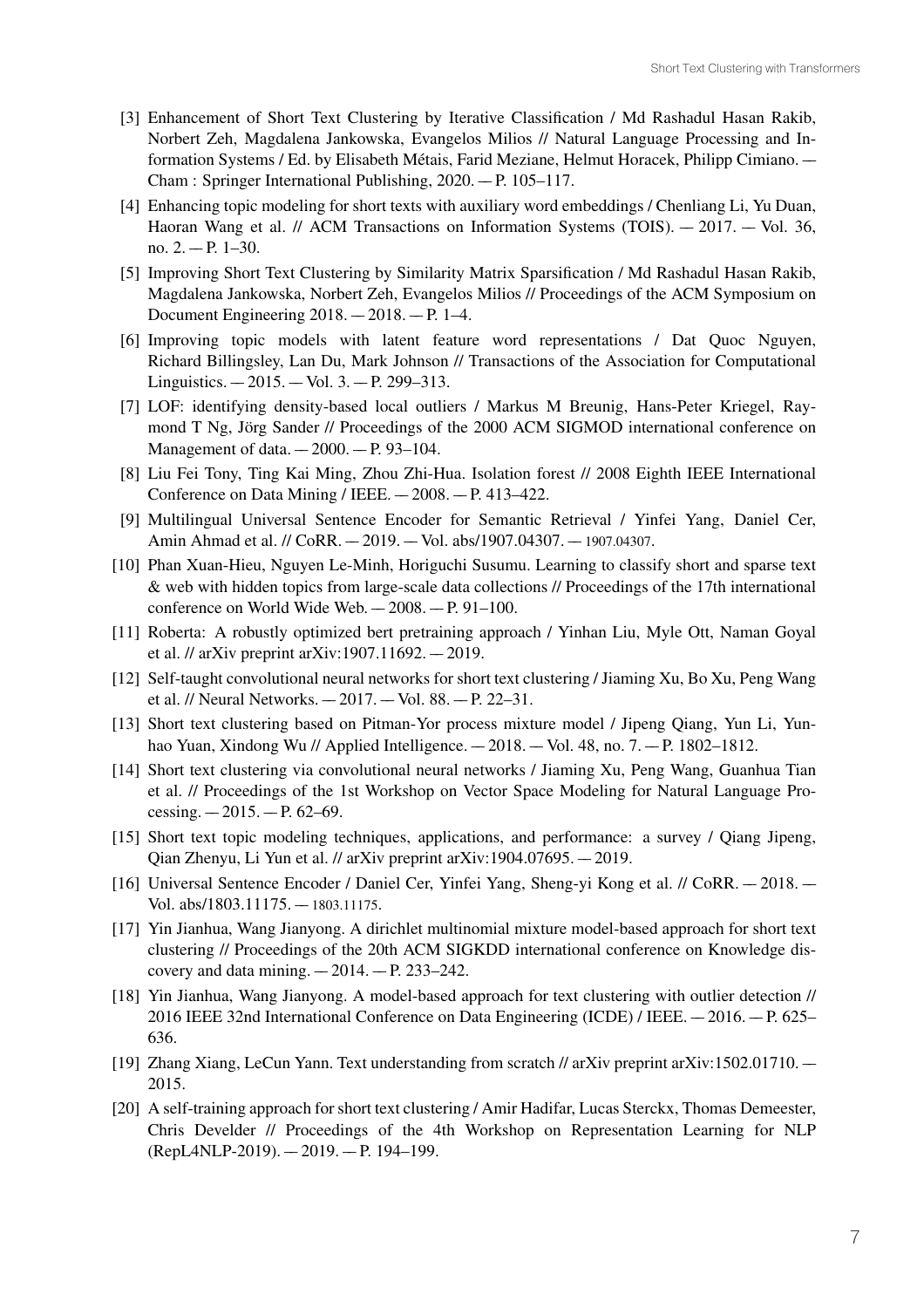[3] Enhancement of Short Text Clustering by Iterative Classification / Md Rashadul Hasan Rakib, Norbert Zeh, Magdalena Jankowska, Evangelos Milios // Natural Language Processing and Information Systems / Ed. by Elisabeth Métais, Farid Meziane, Helmut Horacek, Philipp Cimiano. — Cham : Springer International Publishing, 2020. — P. 105–117.

[4] Enhancing topic modeling for short texts with auxiliary word embeddings / Chenliang Li, Yu Duan, Haoran Wang et al. // ACM Transactions on Information Systems (TOIS). — 2017. — Vol. 36, no. 2. — P. 1–30.

[5] Improving Short Text Clustering by Similarity Matrix Sparsification / Md Rashadul Hasan Rakib, Magdalena Jankowska, Norbert Zeh, Evangelos Milios // Proceedings of the ACM Symposium on Document Engineering 2018. — 2018. — P. 1–4.

[6] Improving topic models with latent feature word representations / Dat Quoc Nguyen, Richard Billingsley, Lan Du, Mark Johnson // Transactions of the Association for Computational Linguistics. — 2015. — Vol. 3. — P. 299–313.

[7] LOF: identifying density-based local outliers / Markus M Breunig, Hans-Peter Kriegel, Raymond T Ng, Jörg Sander // Proceedings of the 2000 ACM SIGMOD international conference on Management of data. — 2000. — P. 93–104.

[8] Liu Fei Tony, Ting Kai Ming, Zhou Zhi-Hua. Isolation forest // 2008 Eighth IEEE International Conference on Data Mining / IEEE. — 2008. — P. 413–422.

[9] Multilingual Universal Sentence Encoder for Semantic Retrieval / Yinfei Yang, Daniel Cer, Amin Ahmad et al. // CoRR. — 2019. — Vol. abs/1907.04307. — 1907.04307.

[10] Phan Xuan-Hieu, Nguyen Le-Minh, Horiguchi Susumu. Learning to classify short and sparse text & web with hidden topics from large-scale data collections // Proceedings of the 17th international conference on World Wide Web. — 2008. — P. 91–100.

[11] Roberta: A robustly optimized bert pretraining approach / Yinhan Liu, Myle Ott, Naman Goyal et al. // arXiv preprint arXiv:1907.11692. — 2019.

[12] Self-taught convolutional neural networks for short text clustering / Jiaming Xu, Bo Xu, Peng Wang et al. // Neural Networks. — 2017. — Vol. 88. — P. 22–31.

[13] Short text clustering based on Pitman-Yor process mixture model / Jipeng Qiang, Yun Li, Yunhao Yuan, Xindong Wu // Applied Intelligence. — 2018. — Vol. 48, no. 7. — P. 1802–1812.

[14] Short text clustering via convolutional neural networks / Jiaming Xu, Peng Wang, Guanhua Tian et al. // Proceedings of the 1st Workshop on Vector Space Modeling for Natural Language Processing. — 2015. — P. 62–69.

[15] Short text topic modeling techniques, applications, and performance: a survey / Qiang Jipeng, Qian Zhenyu, Li Yun et al. // arXiv preprint arXiv:1904.07695. — 2019.

[16] Universal Sentence Encoder / Daniel Cer, Yinfei Yang, Sheng-yi Kong et al. // CoRR. — 2018. — Vol. abs/1803.11175. — 1803.11175.

[17] Yin Jianhua, Wang Jianyong. A dirichlet multinomial mixture model-based approach for short text clustering // Proceedings of the 20th ACM SIGKDD international conference on Knowledge discovery and data mining. — 2014. — P. 233–242.

[18] Yin Jianhua, Wang Jianyong. A model-based approach for text clustering with outlier detection // 2016 IEEE 32nd International Conference on Data Engineering (ICDE) / IEEE. — 2016. — P. 625–636.

[19] Zhang Xiang, LeCun Yann. Text understanding from scratch // arXiv preprint arXiv:1502.01710. — 2015.

[20] A self-training approach for short text clustering / Amir Hadifar, Lucas Sterckx, Thomas Demeester, Chris Develder // Proceedings of the 4th Workshop on Representation Learning for NLP (RepL4NLP-2019). — 2019. — P. 194–199.